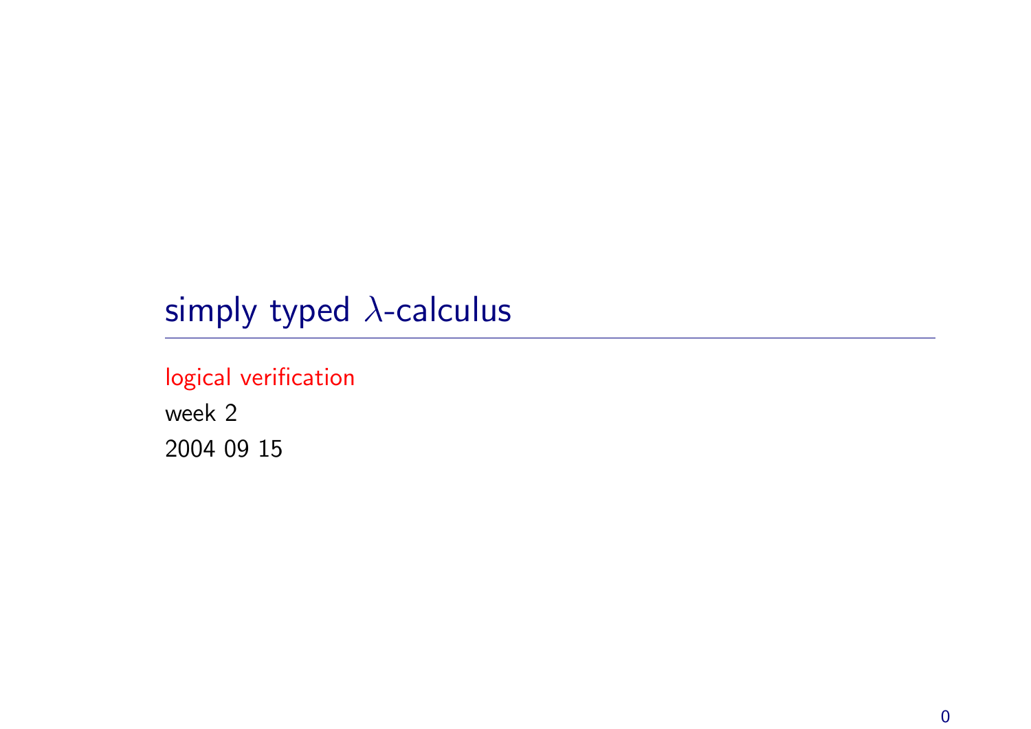# simply typed $\lambda$-calculus

logical verification

week 2

2004 09 15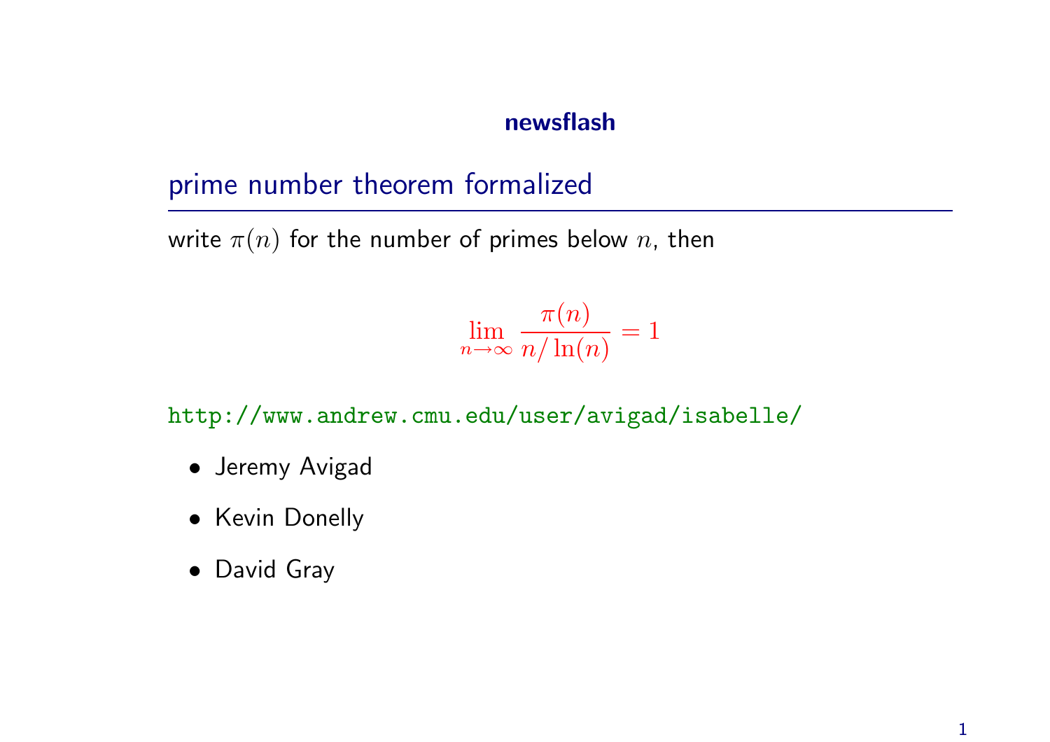**newsflash**

## prime number theorem formalized

write $\pi(n)$ for the number of primes below $n$, then

$$\lim_{n \to \infty} \frac{\pi(n)}{n/\ln(n)} = 1$$

http://www.andrew.cmu.edu/user/avigad/isabelle/

- Jeremy Avigad
- Kevin Donelly
- David Gray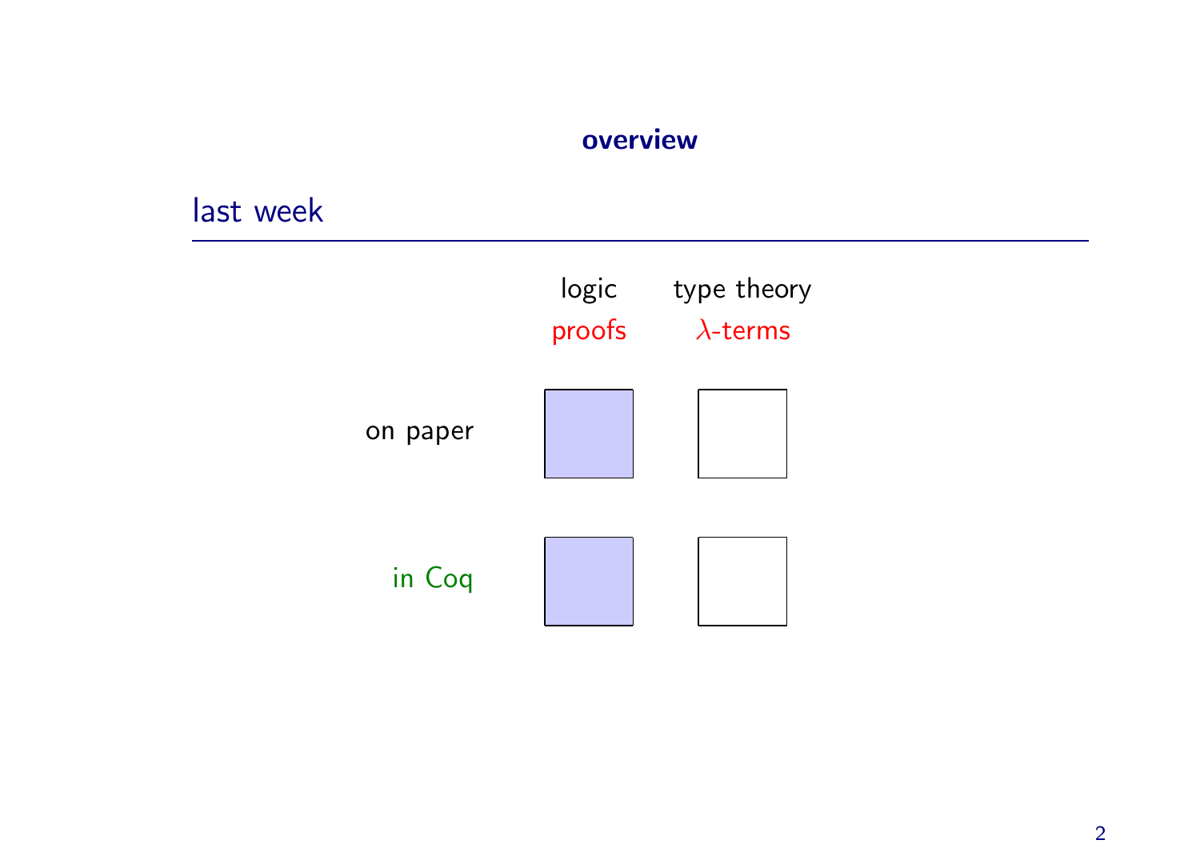**overview**

## last week

| | logic | type theory |
|---|---|---|
| | proofs | $\lambda$-terms |
| on paper | ■ | □ |
| in Coq | ■ | □ |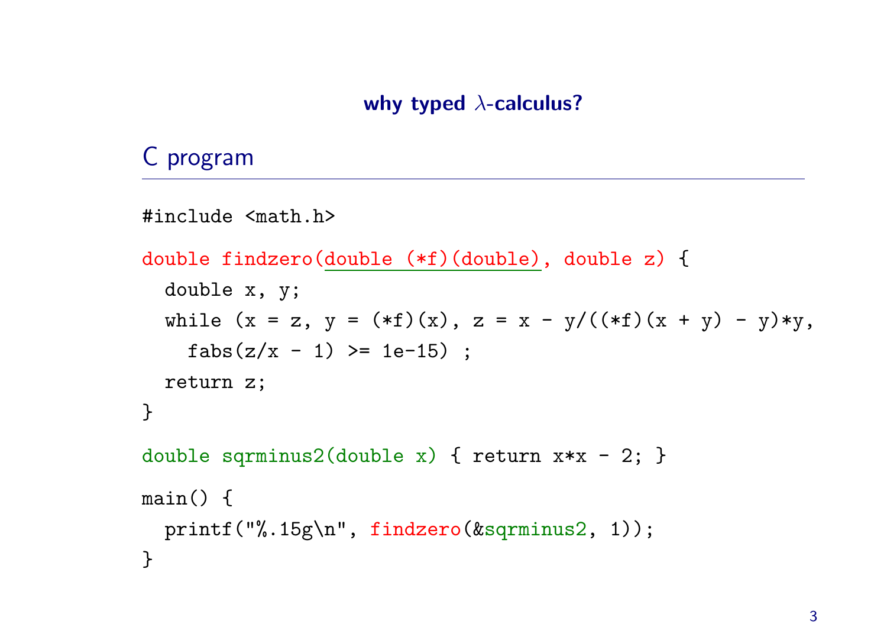## why typed $\lambda$-calculus?

### C program

```
#include <math.h>

double findzero(double (*f)(double), double z) {
  double x, y;
  while (x = z, y = (*f)(x), z = x - y/((*f)(x + y) - y)*y,
    fabs(z/x - 1) >= 1e-15) ;
  return z;
}

double sqrminus2(double x) { return x*x - 2; }

main() {
  printf("%.15g\n", findzero(&sqrminus2, 1));
}
```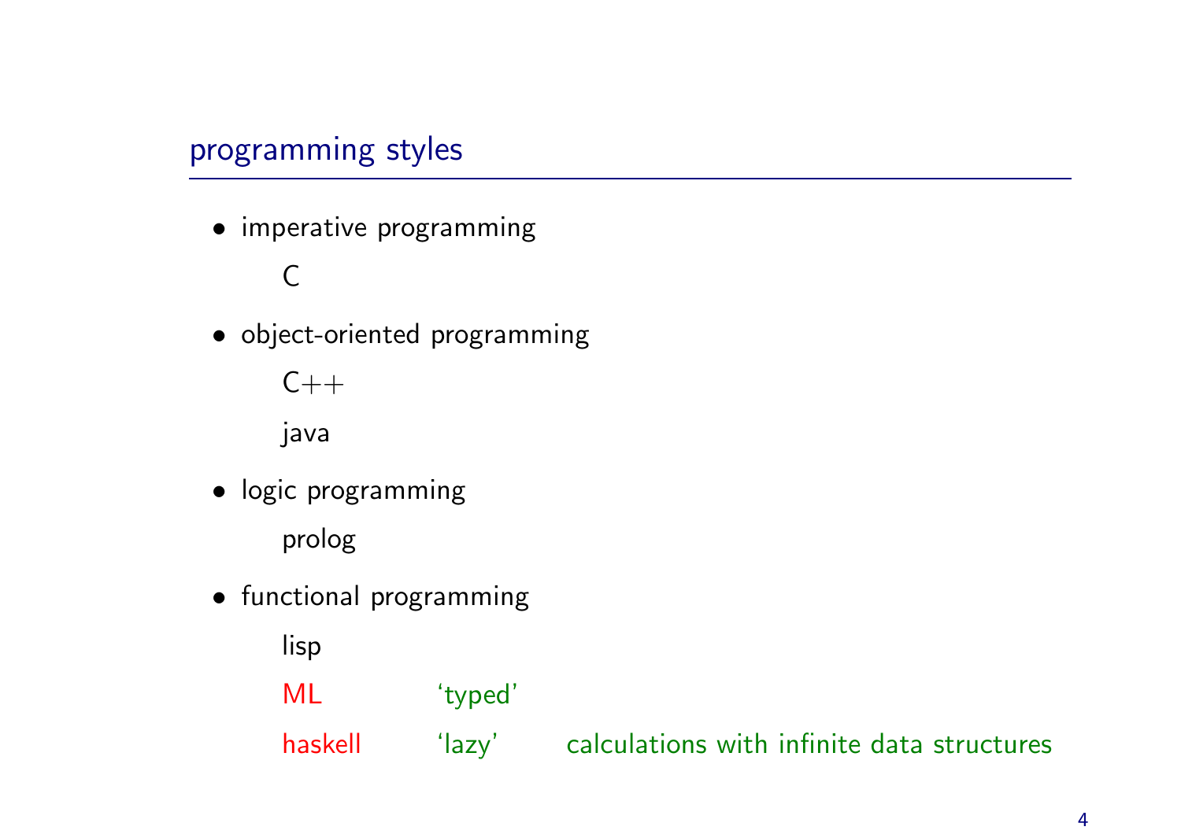## programming styles

- imperative programming

  C

- object-oriented programming

  C++

  java

- logic programming

  prolog

- functional programming

  lisp

  ML 'typed'

  haskell 'lazy' calculations with infinite data structures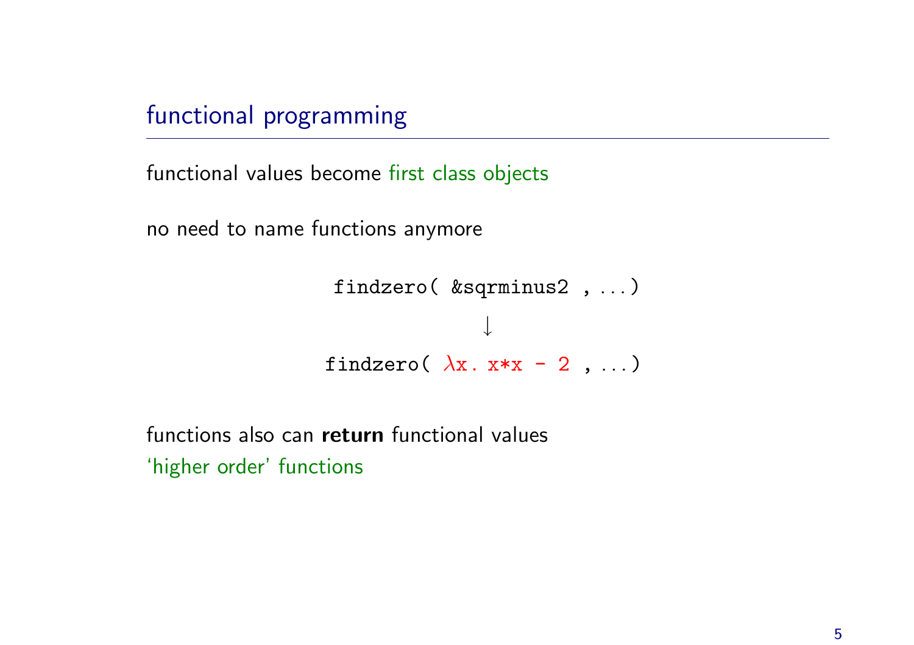## functional programming

functional values become first class objects

no need to name functions anymore

```
findzero( &sqrminus2 , ...)
            ↓
findzero( λx. x*x - 2 , ...)
```

functions also can **return** functional values
'higher order' functions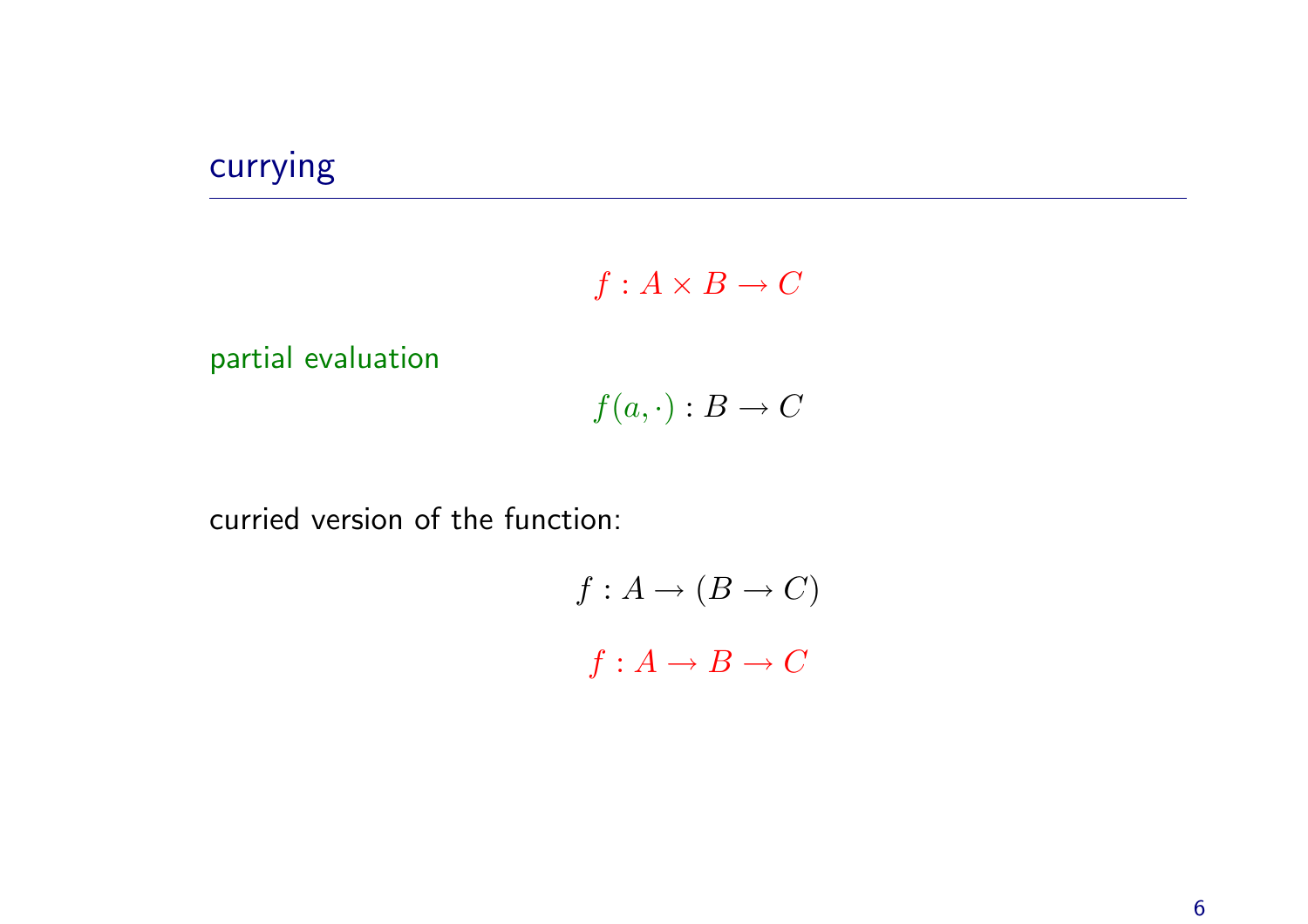## currying

$$f : A \times B \to C$$

partial evaluation

$$f(a, \cdot) : B \to C$$

curried version of the function:

$$f : A \to (B \to C)$$

$$f : A \to B \to C$$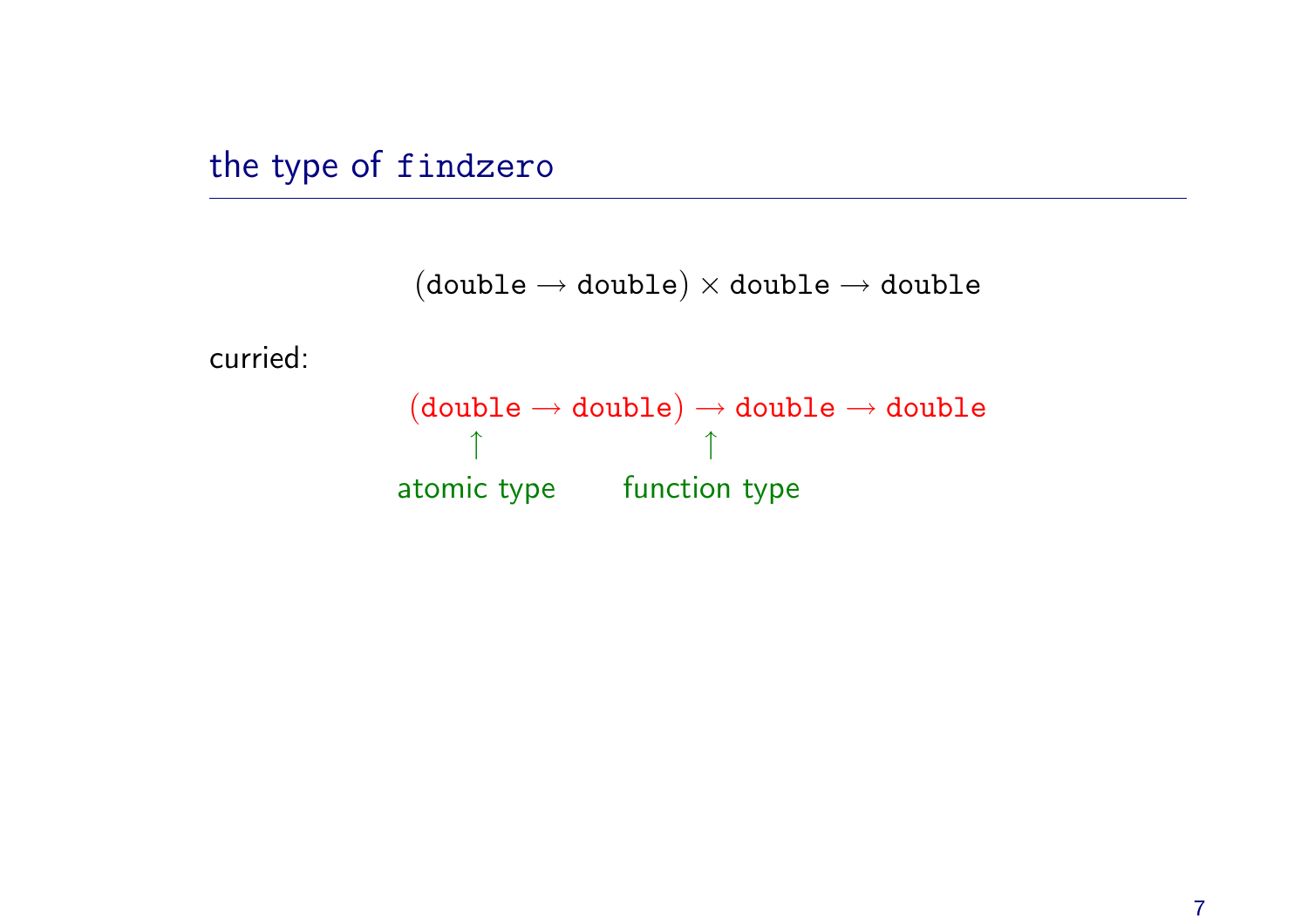## the type of `findzero`

$$(\texttt{double} \to \texttt{double}) \times \texttt{double} \to \texttt{double}$$

curried:

$$(\texttt{double} \to \texttt{double}) \to \texttt{double} \to \texttt{double}$$

↑ atomic type (pointing at the first `double`)

↑ function type (pointing at the second `→`)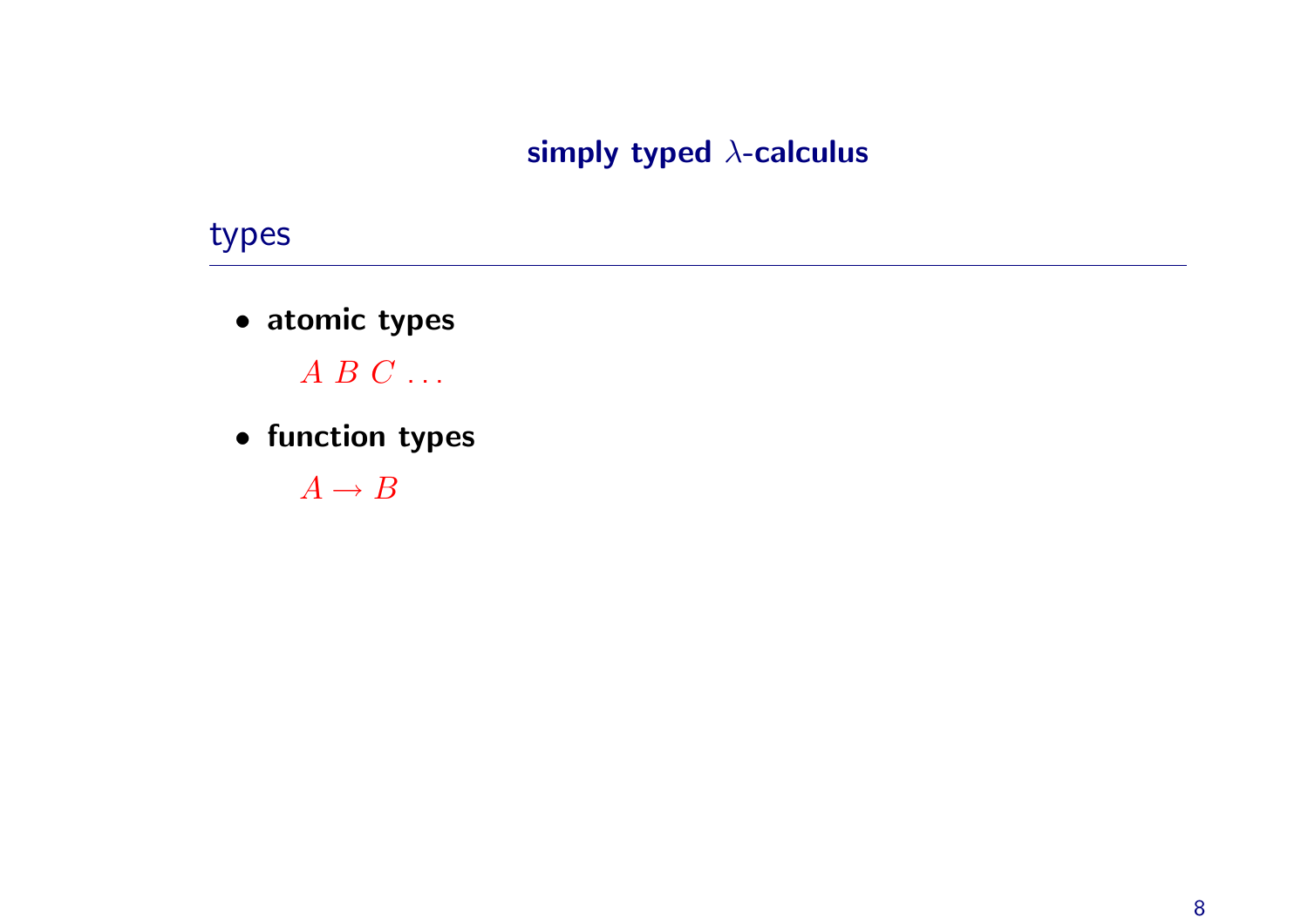# simply typed $\lambda$-calculus

## types

- **atomic types**

  $A \; B \; C \; \ldots$

- **function types**

  $A \rightarrow B$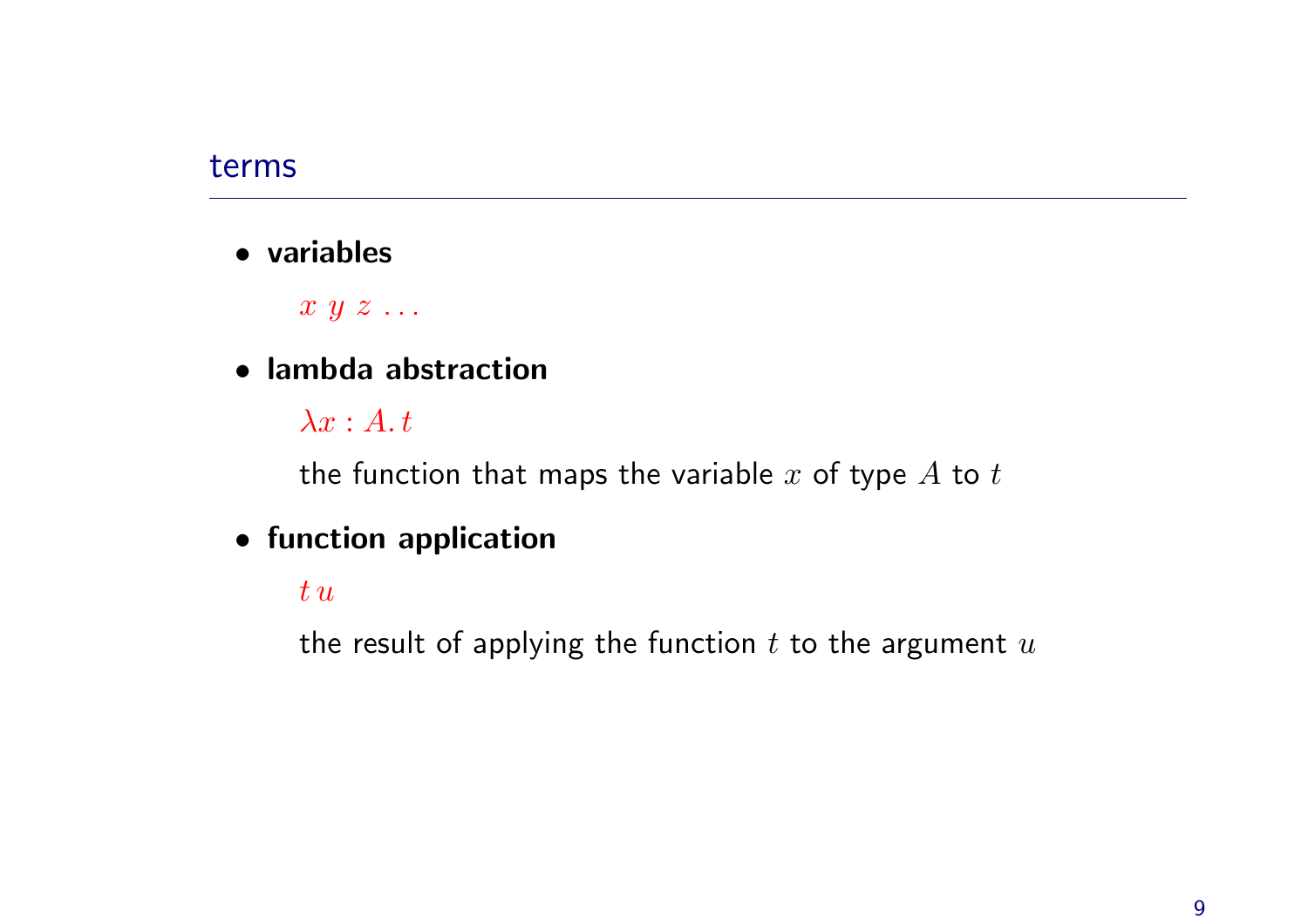## terms

- **variables**

  $x \; y \; z \; \ldots$

- **lambda abstraction**

  $\lambda x : A.\, t$

  the function that maps the variable $x$ of type $A$ to $t$

- **function application**

  $t\, u$

  the result of applying the function $t$ to the argument $u$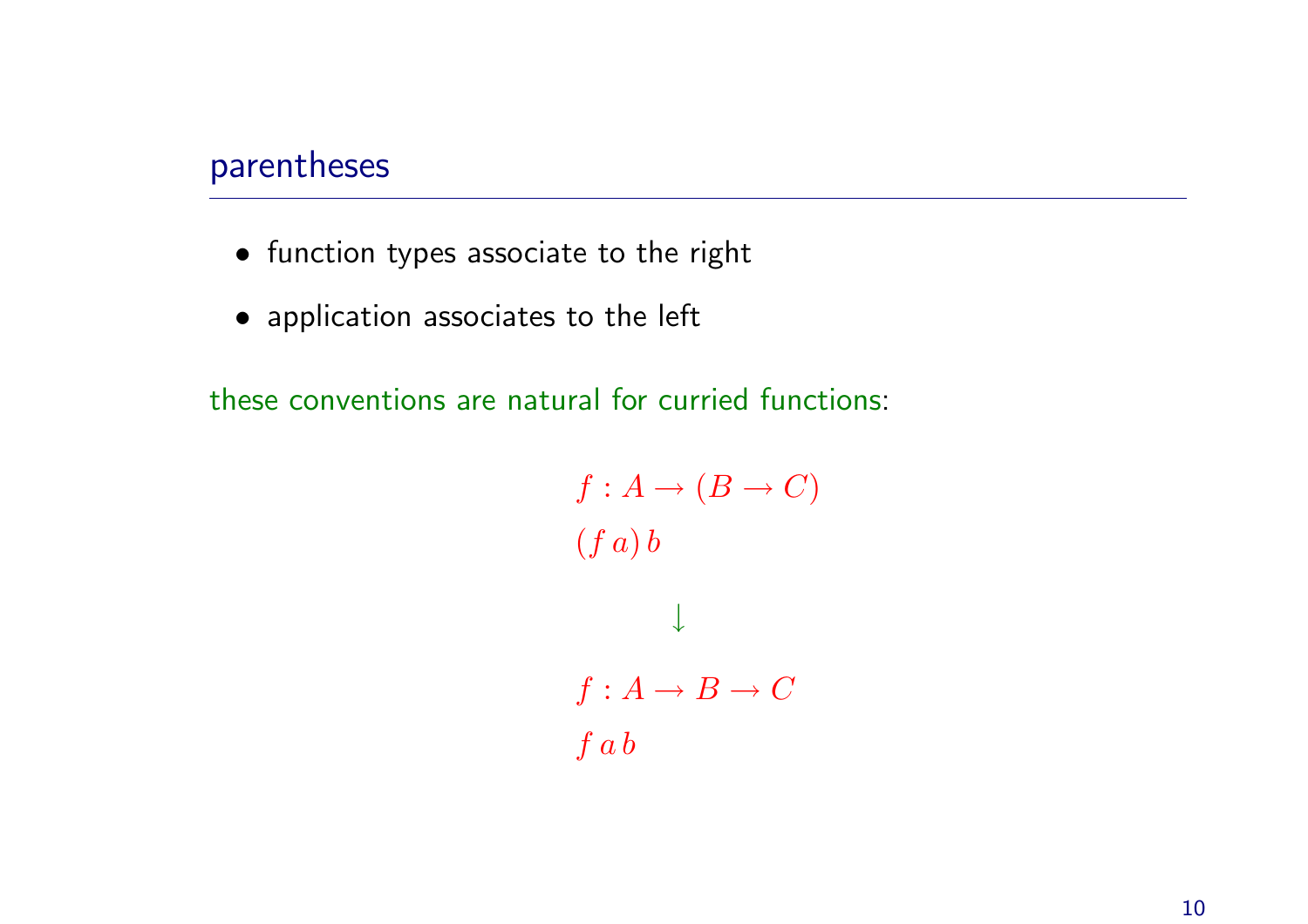## parentheses

- function types associate to the right
- application associates to the left

these conventions are natural for curried functions:

$$f : A \to (B \to C)$$
$$(f\,a)\,b$$

$$\downarrow$$

$$f : A \to B \to C$$
$$f\,a\,b$$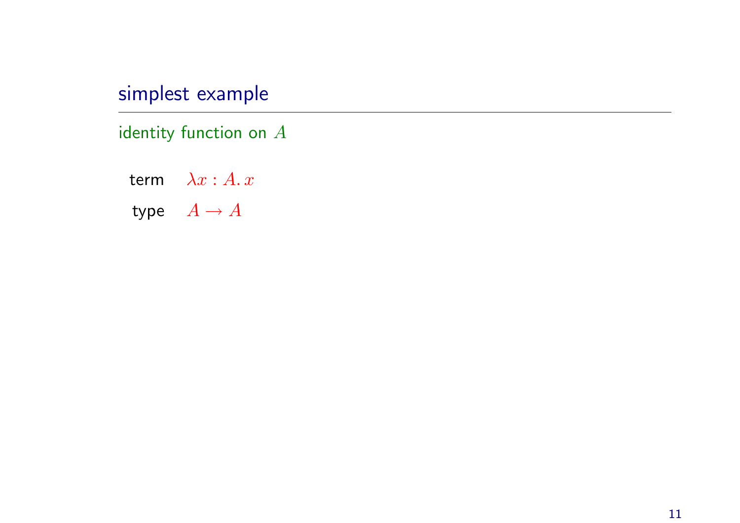## simplest example

identity function on $A$

term $\lambda x : A.\, x$

type $A \to A$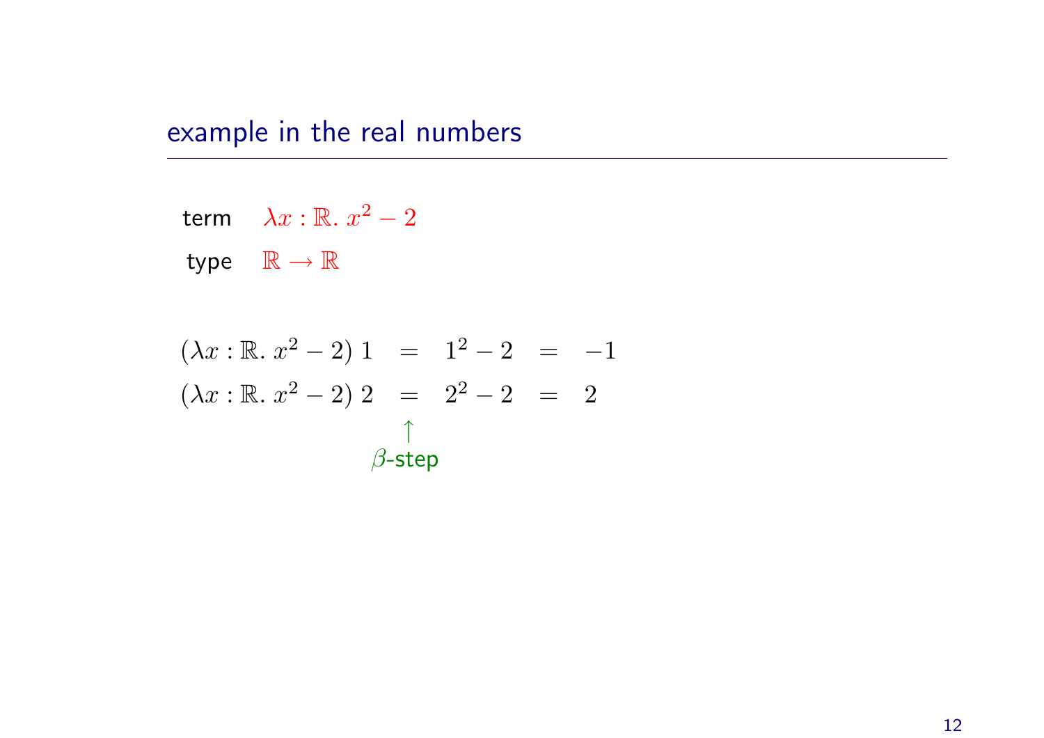## example in the real numbers

term $\lambda x : \mathbb{R}.\ x^2 - 2$

type $\mathbb{R} \to \mathbb{R}$

$$
\begin{aligned}
(\lambda x : \mathbb{R}.\ x^2 - 2)\ 1 \quad &= \quad 1^2 - 2 \quad = \quad -1 \\
(\lambda x : \mathbb{R}.\ x^2 - 2)\ 2 \quad &= \quad 2^2 - 2 \quad = \quad 2
\end{aligned}
$$

↑ $\beta$-step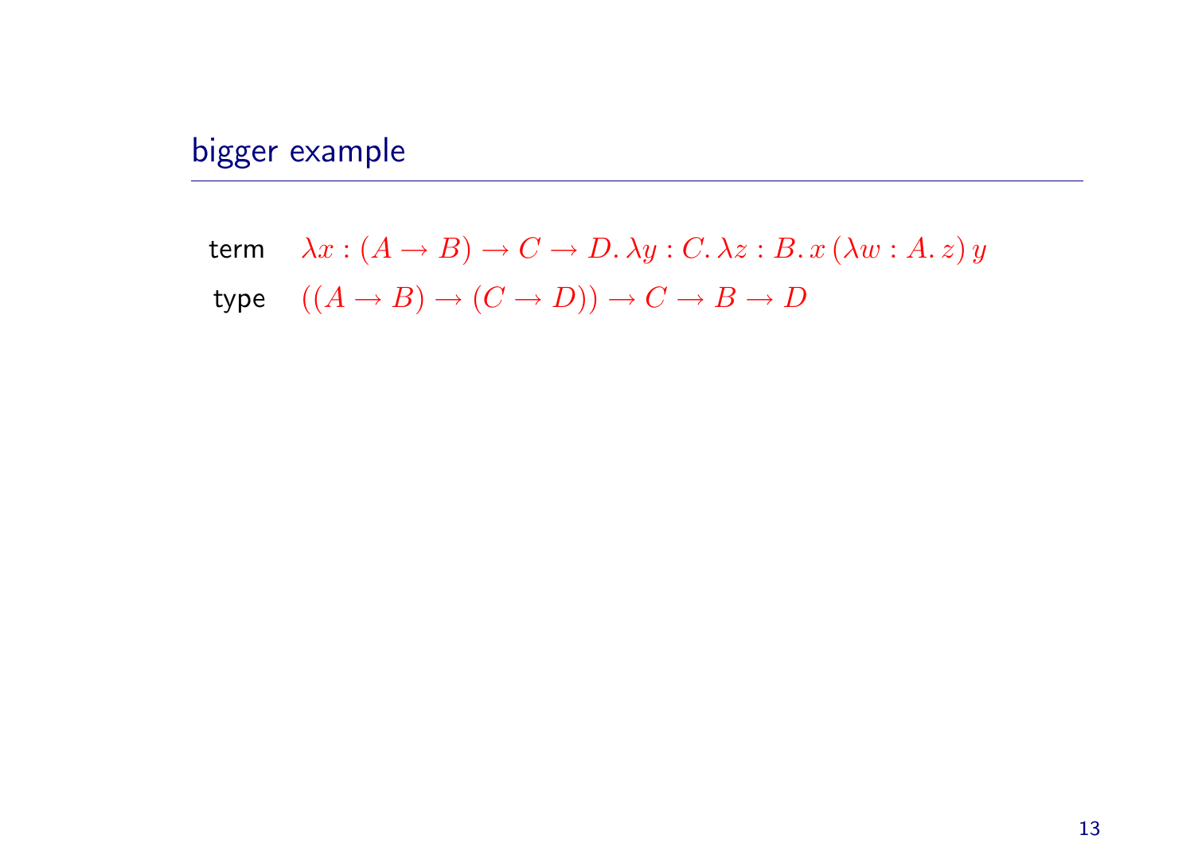## bigger example

term $\lambda x : (A \to B) \to C \to D.\, \lambda y : C.\, \lambda z : B.\, x\,(\lambda w : A.\, z)\, y$

type $((A \to B) \to (C \to D)) \to C \to B \to D$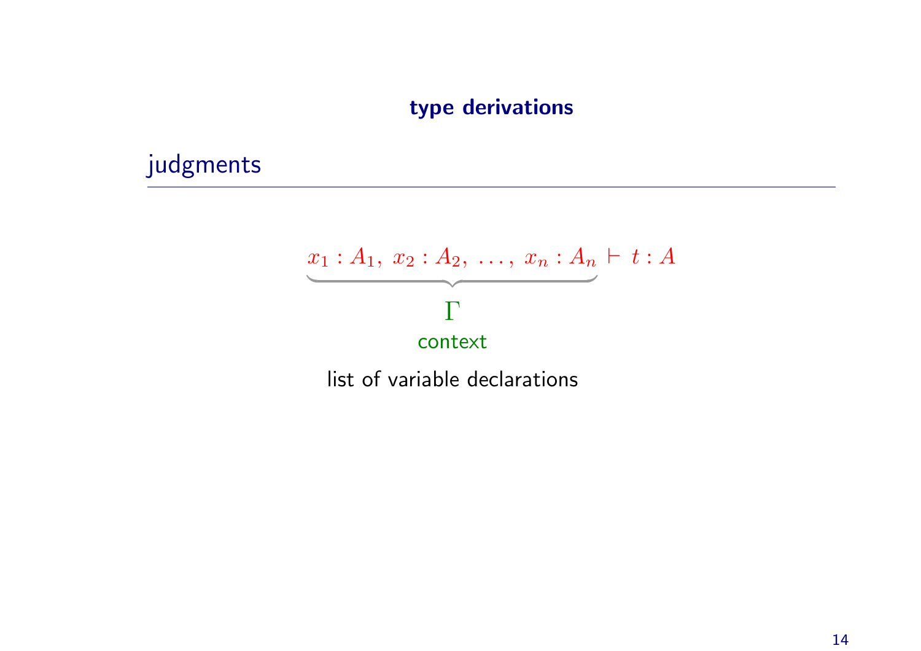### type derivations

## judgments

$$\underbrace{x_1 : A_1,\ x_2 : A_2,\ \ldots,\ x_n : A_n}_{\Gamma} \vdash t : A$$

context

list of variable declarations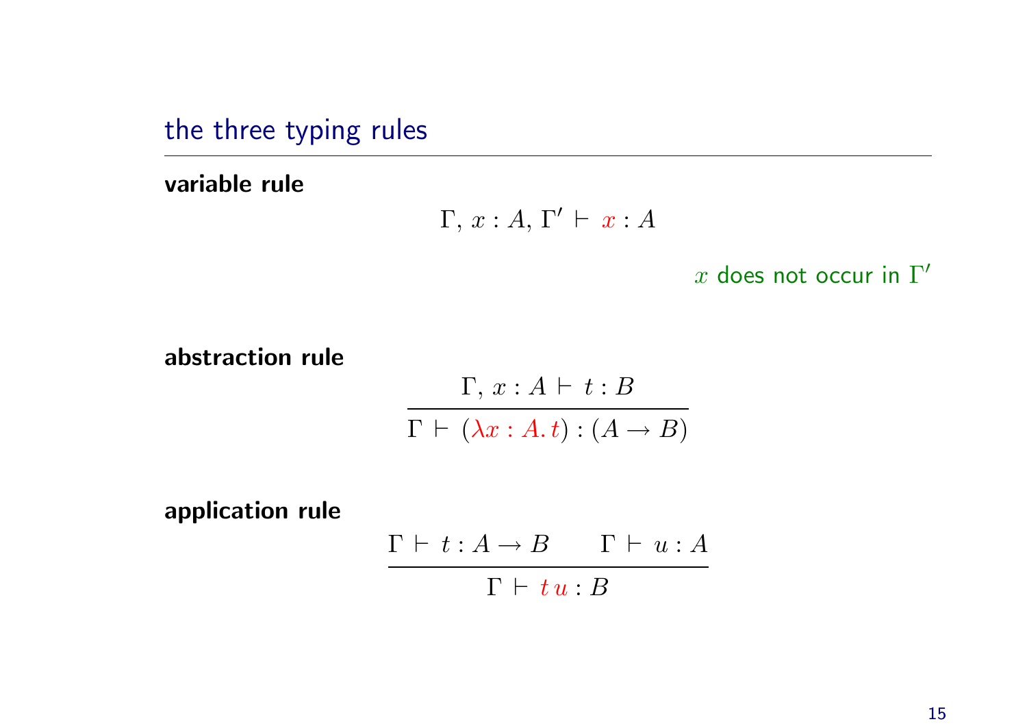## the three typing rules

**variable rule**

$$\Gamma,\, x : A,\, \Gamma' \vdash\, x : A$$

$x$ does not occur in $\Gamma'$

**abstraction rule**

$$\frac{\Gamma,\, x : A \vdash\, t : B}{\Gamma \vdash\, (\lambda x : A.\, t) : (A \to B)}$$

**application rule**

$$\frac{\Gamma \vdash\, t : A \to B \qquad \Gamma \vdash\, u : A}{\Gamma \vdash\, t\, u : B}$$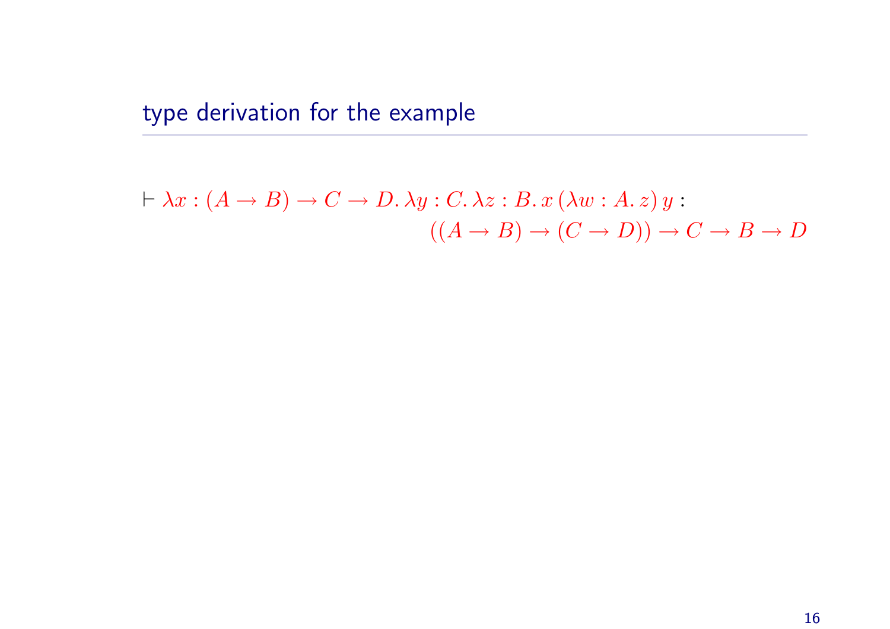## type derivation for the example

$$\vdash \lambda x : (A \to B) \to C \to D.\, \lambda y : C.\, \lambda z : B.\, x\, (\lambda w : A.\, z)\, y :$$
$$((A \to B) \to (C \to D)) \to C \to B \to D$$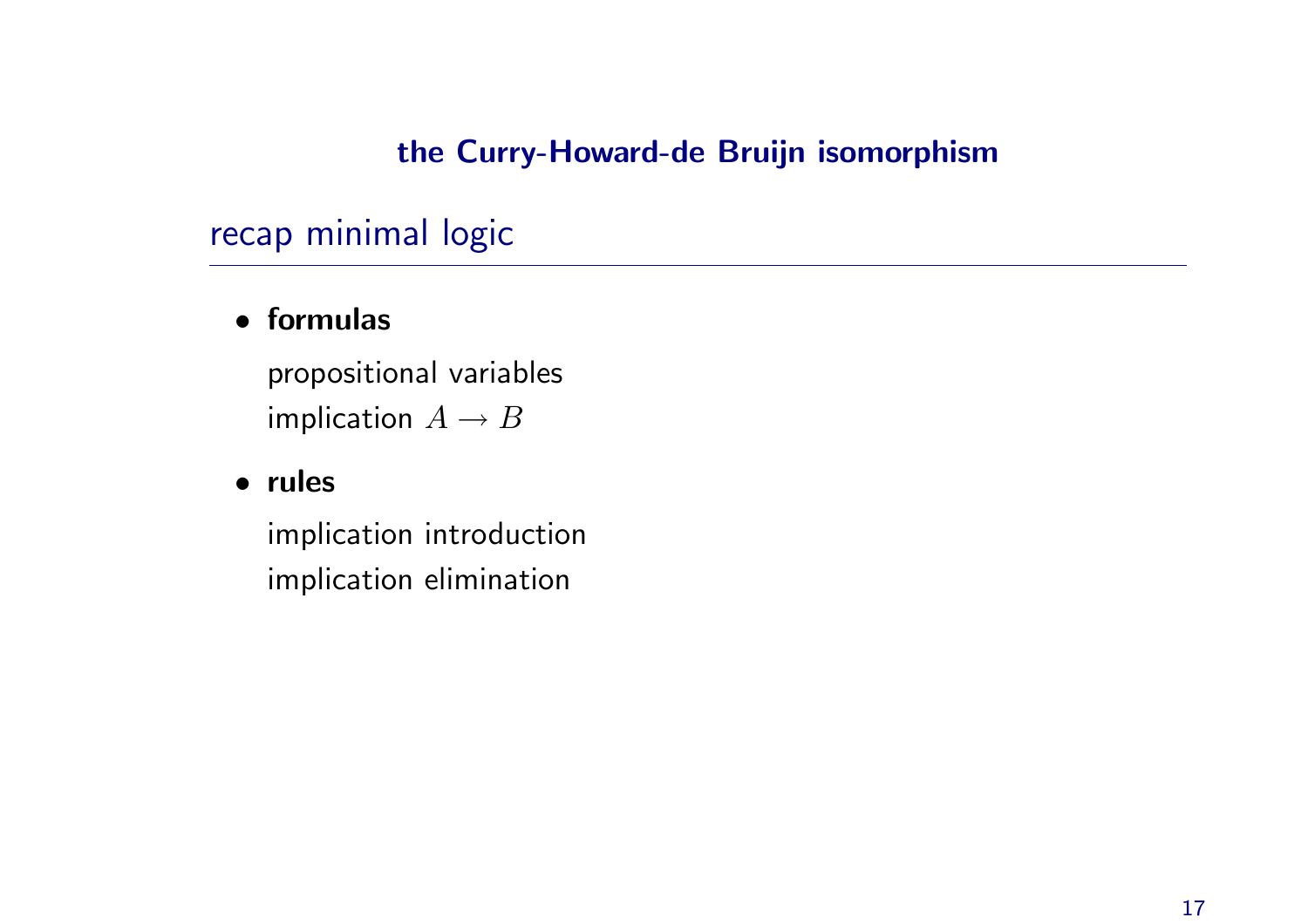## the Curry-Howard-de Bruijn isomorphism

### recap minimal logic

- **formulas**

  propositional variables
  implication $A \to B$

- **rules**

  implication introduction
  implication elimination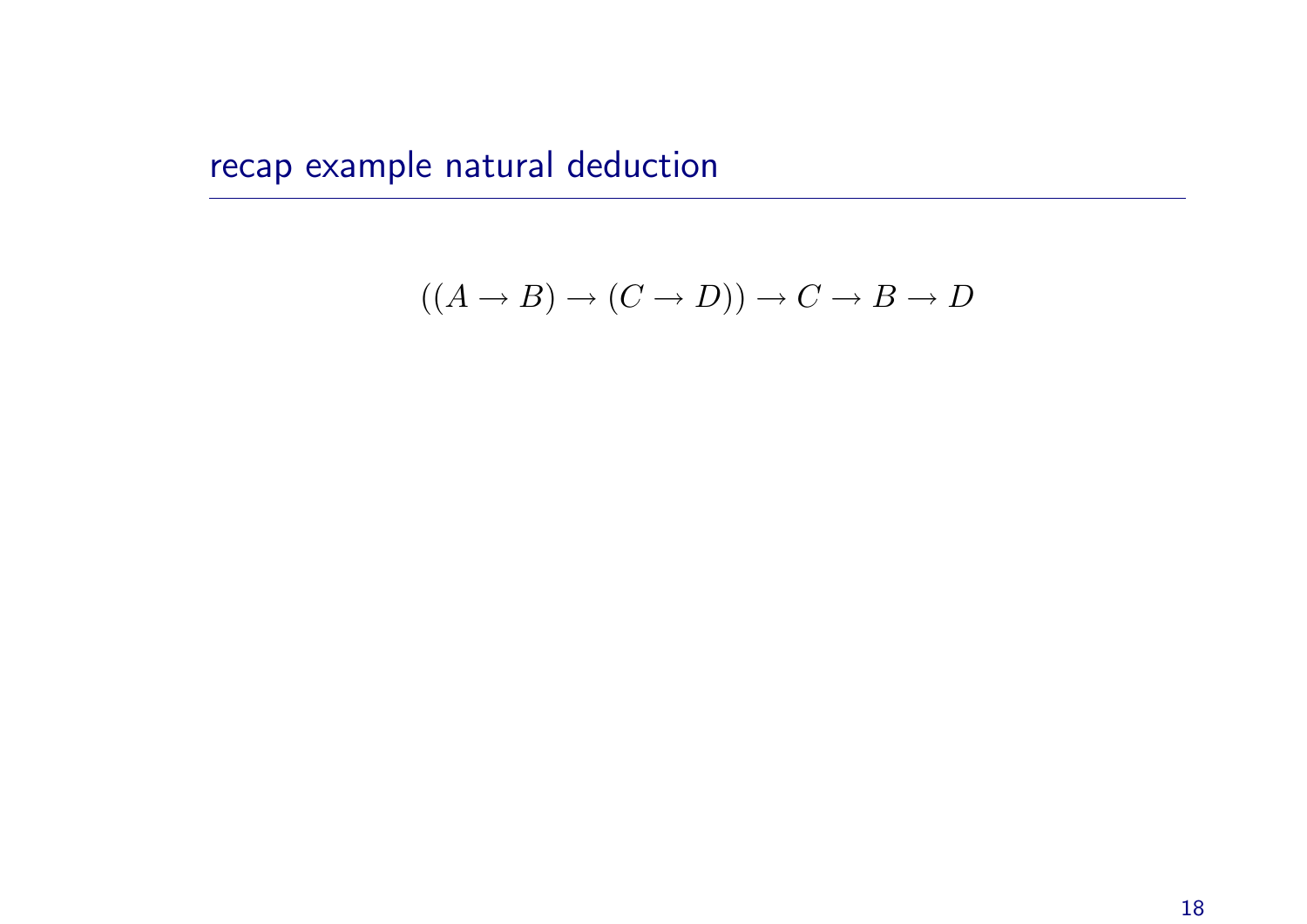## recap example natural deduction

$$((A \to B) \to (C \to D)) \to C \to B \to D$$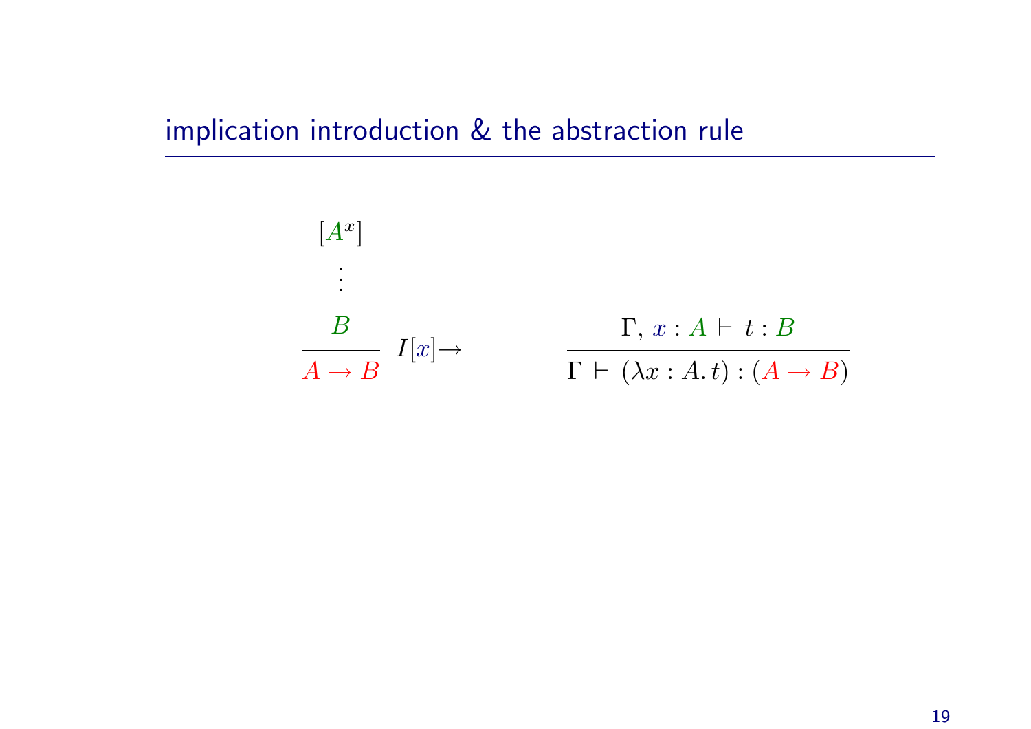## implication introduction & the abstraction rule

$$\dfrac{\begin{array}{c}[A^x] \\ \vdots \\ B\end{array}}{A \to B}\; I[x]{\to} \qquad\qquad \dfrac{\Gamma,\, x : A \vdash t : B}{\Gamma \vdash (\lambda x : A.\, t) : (A \to B)}$$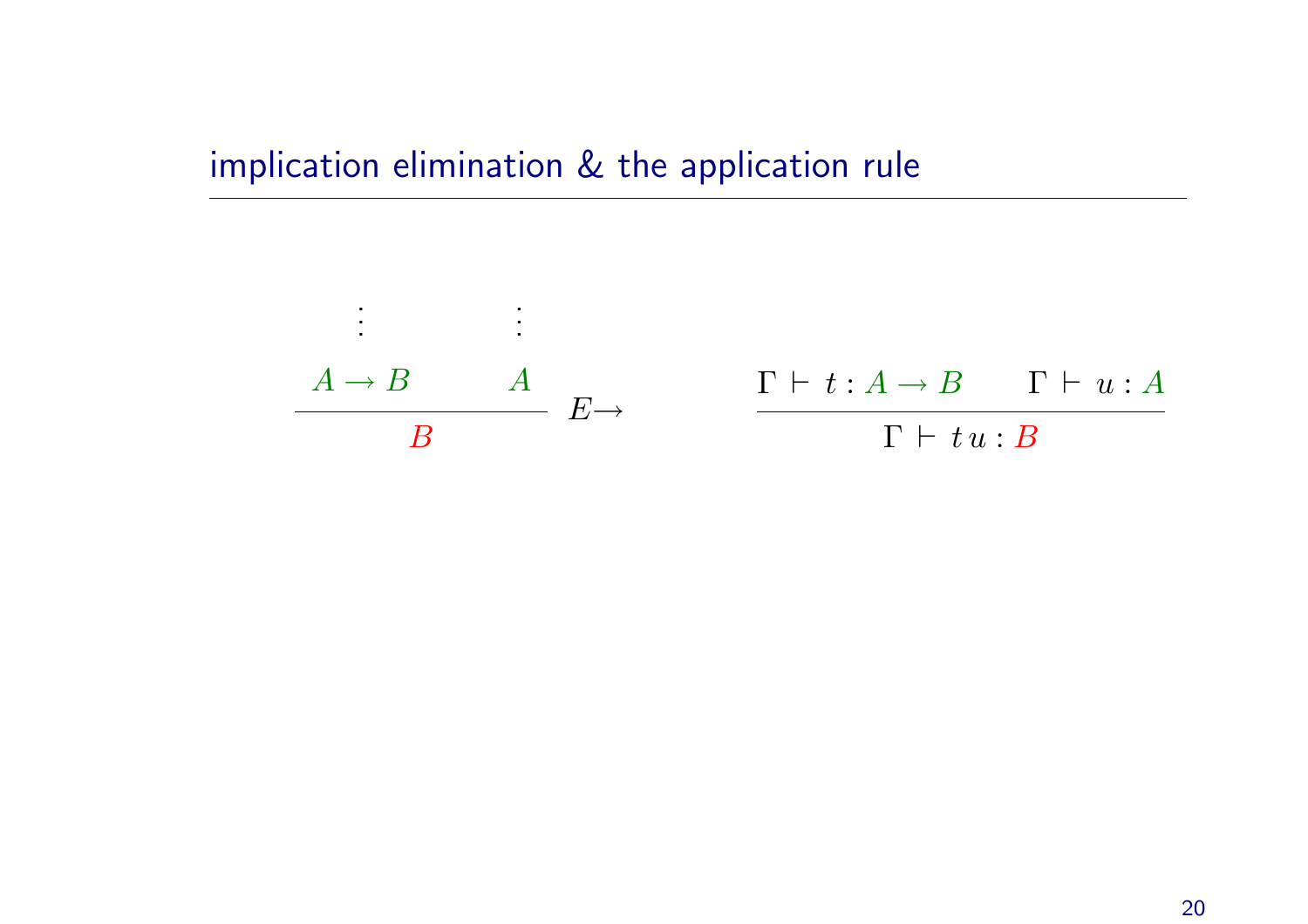## implication elimination & the application rule

$$
\dfrac{\begin{array}{c}\vdots \\ A \to B\end{array} \qquad \begin{array}{c}\vdots \\ A\end{array}}{B}\; E{\to}
\qquad\qquad
\dfrac{\Gamma \vdash t : A \to B \qquad \Gamma \vdash u : A}{\Gamma \vdash t\,u : B}
$$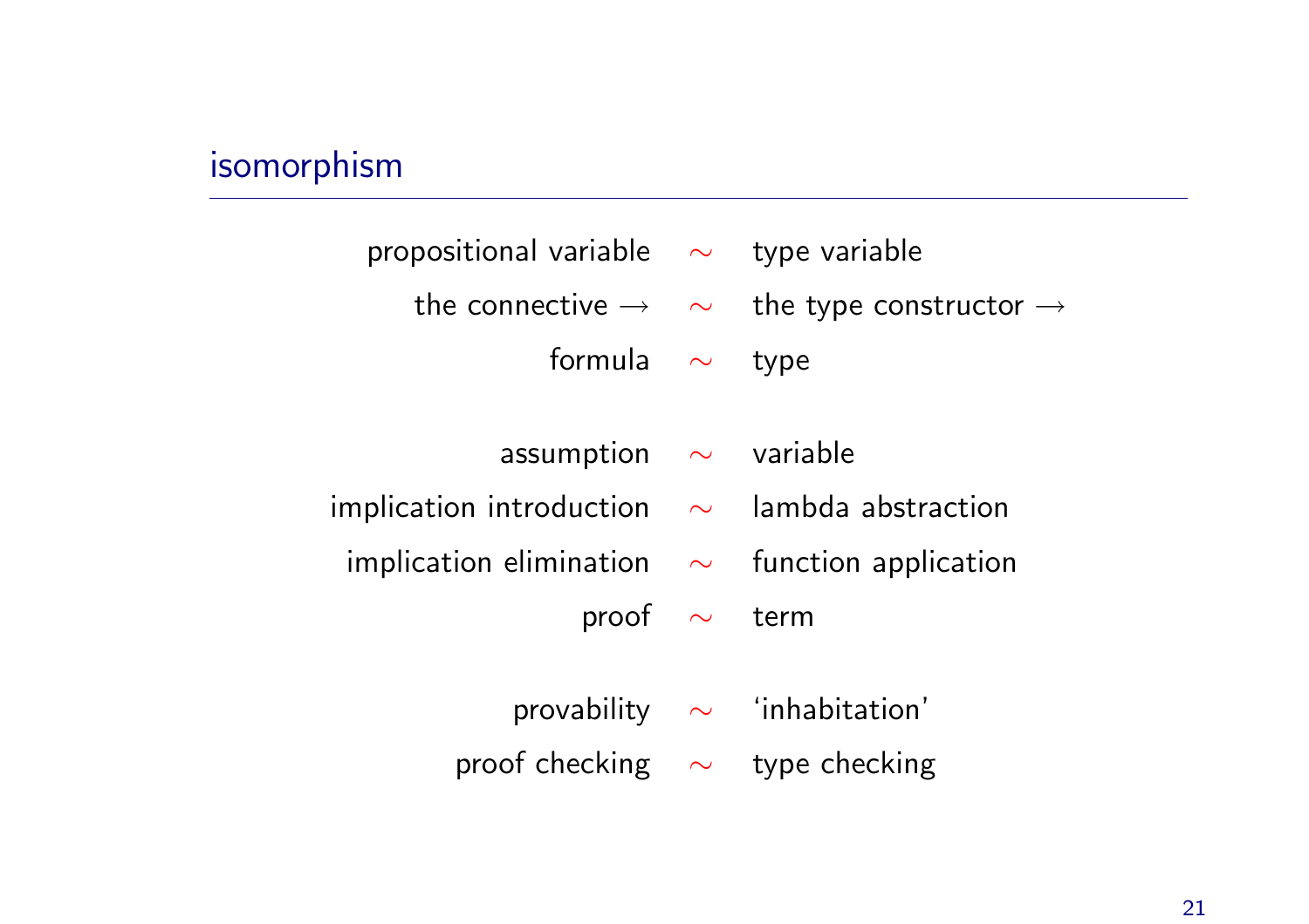## isomorphism

| | | |
|---|---|---|
| propositional variable | $\sim$ | type variable |
| the connective $\rightarrow$ | $\sim$ | the type constructor $\rightarrow$ |
| formula | $\sim$ | type |
| | | |
| assumption | $\sim$ | variable |
| implication introduction | $\sim$ | lambda abstraction |
| implication elimination | $\sim$ | function application |
| proof | $\sim$ | term |
| | | |
| provability | $\sim$ | 'inhabitation' |
| proof checking | $\sim$ | type checking |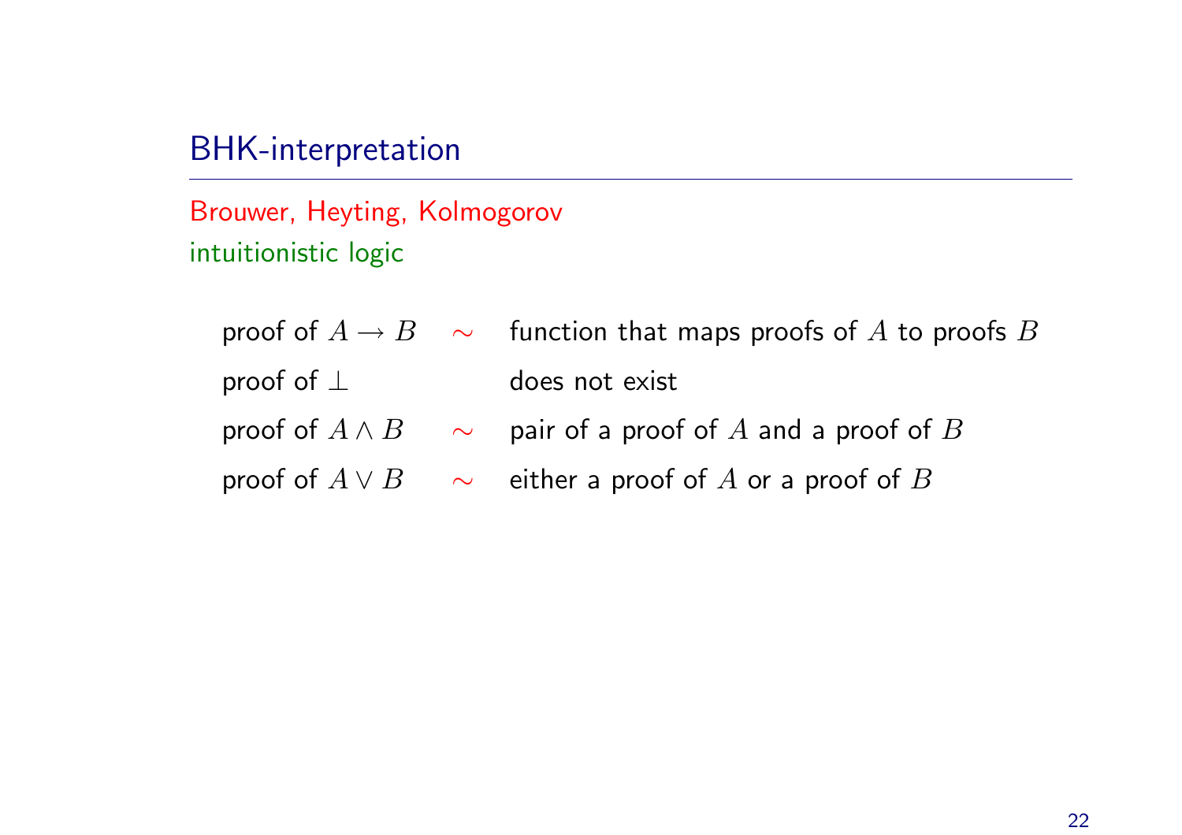## BHK-interpretation

Brouwer, Heyting, Kolmogorov
intuitionistic logic

| | | |
|---|---|---|
| proof of $A \to B$ | $\sim$ | function that maps proofs of $A$ to proofs $B$ |
| proof of $\bot$ | | does not exist |
| proof of $A \land B$ | $\sim$ | pair of a proof of $A$ and a proof of $B$ |
| proof of $A \lor B$ | $\sim$ | either a proof of $A$ or a proof of $B$ |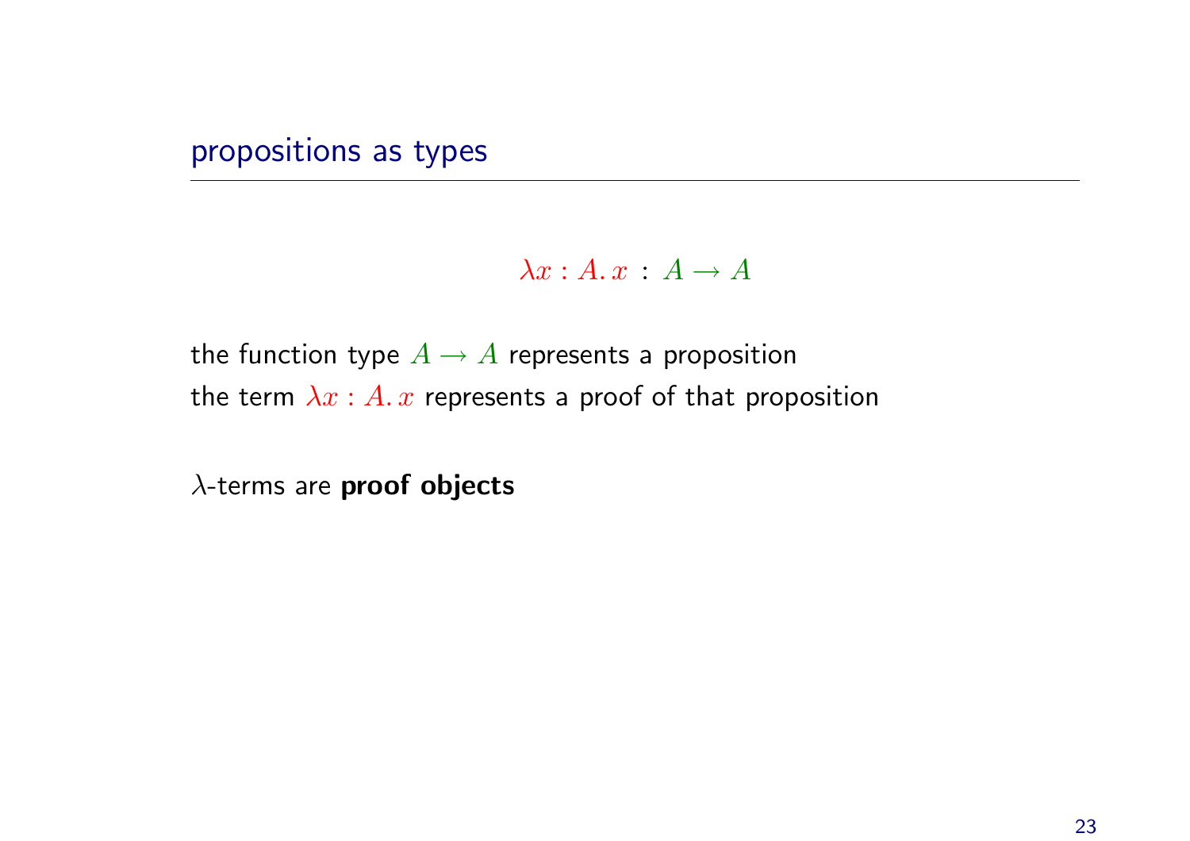## propositions as types

$$\lambda x : A.\, x \;:\; A \to A$$

the function type $A \to A$ represents a proposition
the term $\lambda x : A.\, x$ represents a proof of that proposition

$\lambda$-terms are **proof objects**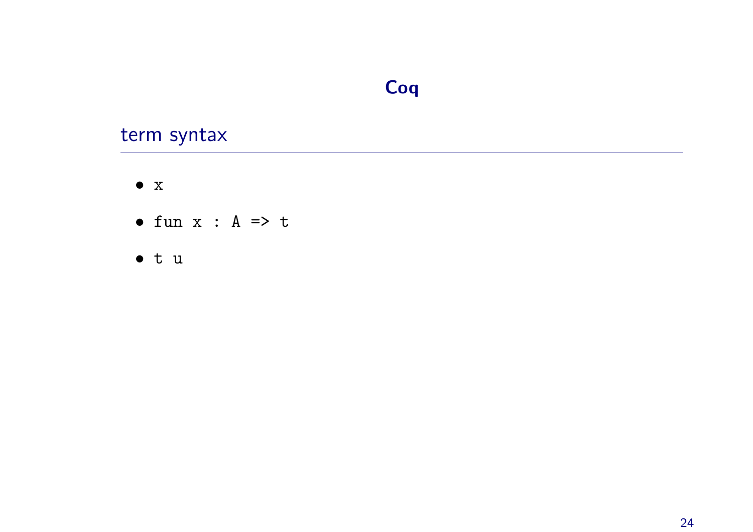# Coq

## term syntax

- `x`
- `fun x : A => t`
- `t u`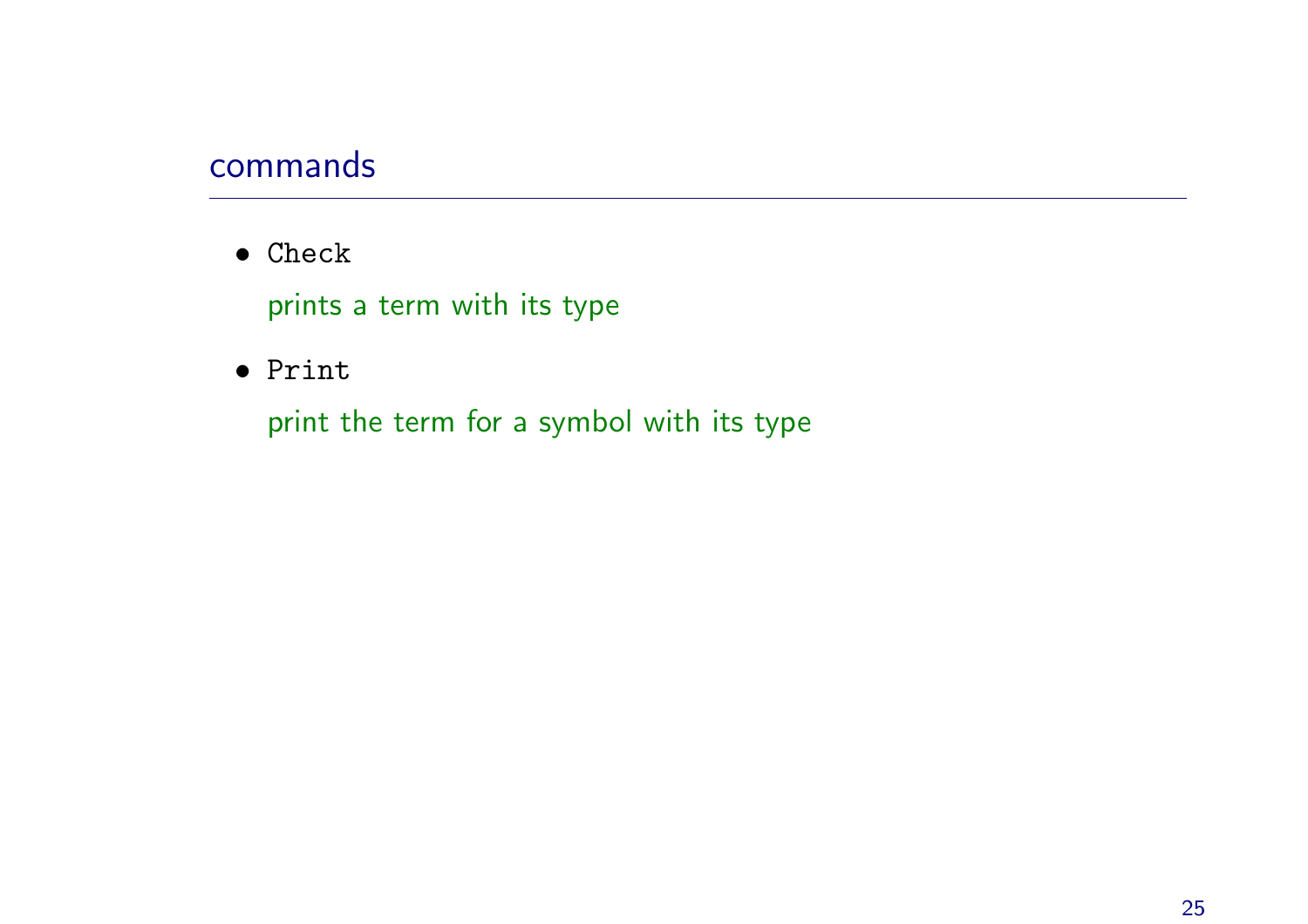## commands

- `Check`

  prints a term with its type

- `Print`

  print the term for a symbol with its type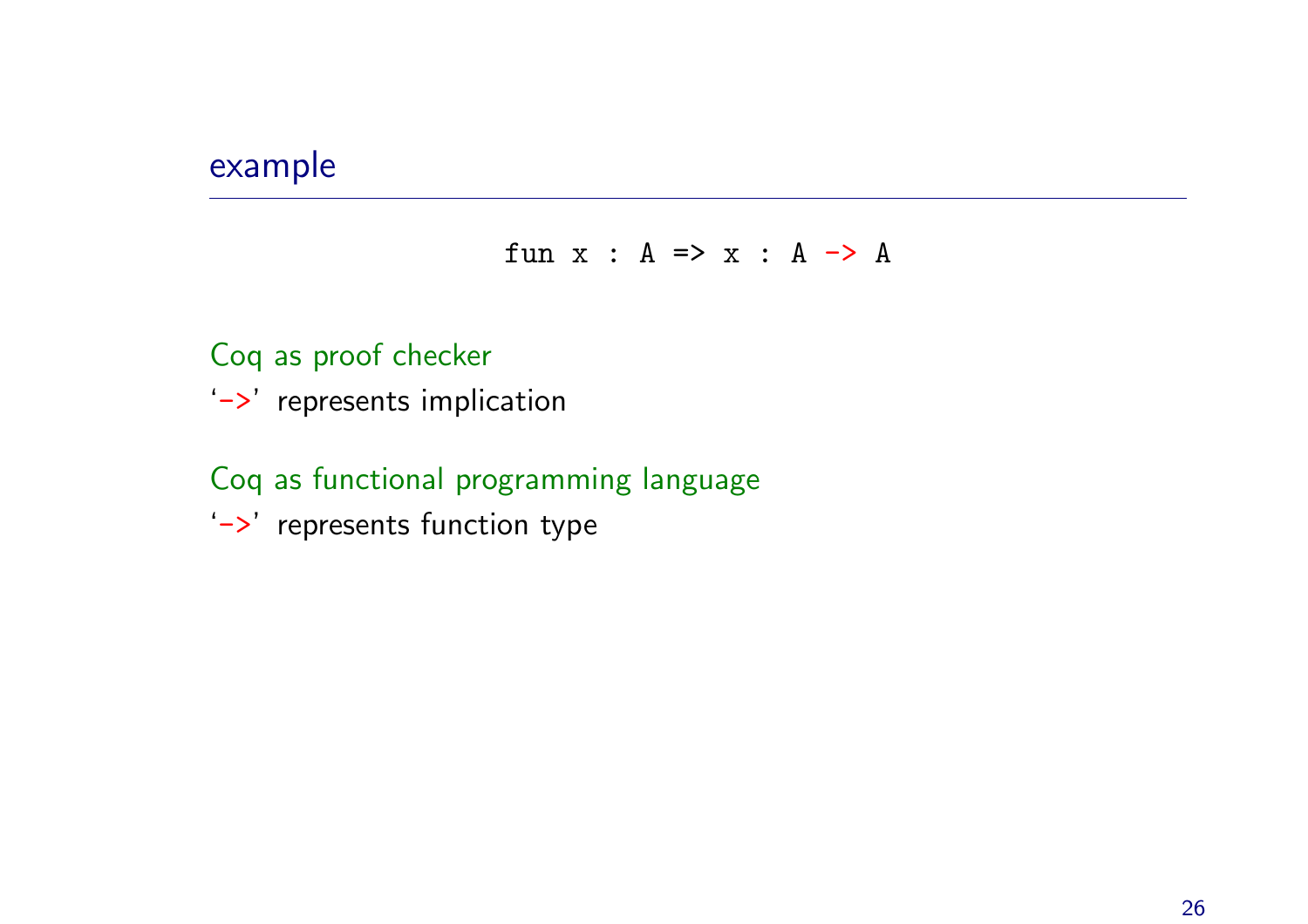## example

```
fun x : A => x : A -> A
```

Coq as proof checker

'->' represents implication

Coq as functional programming language

'->' represents function type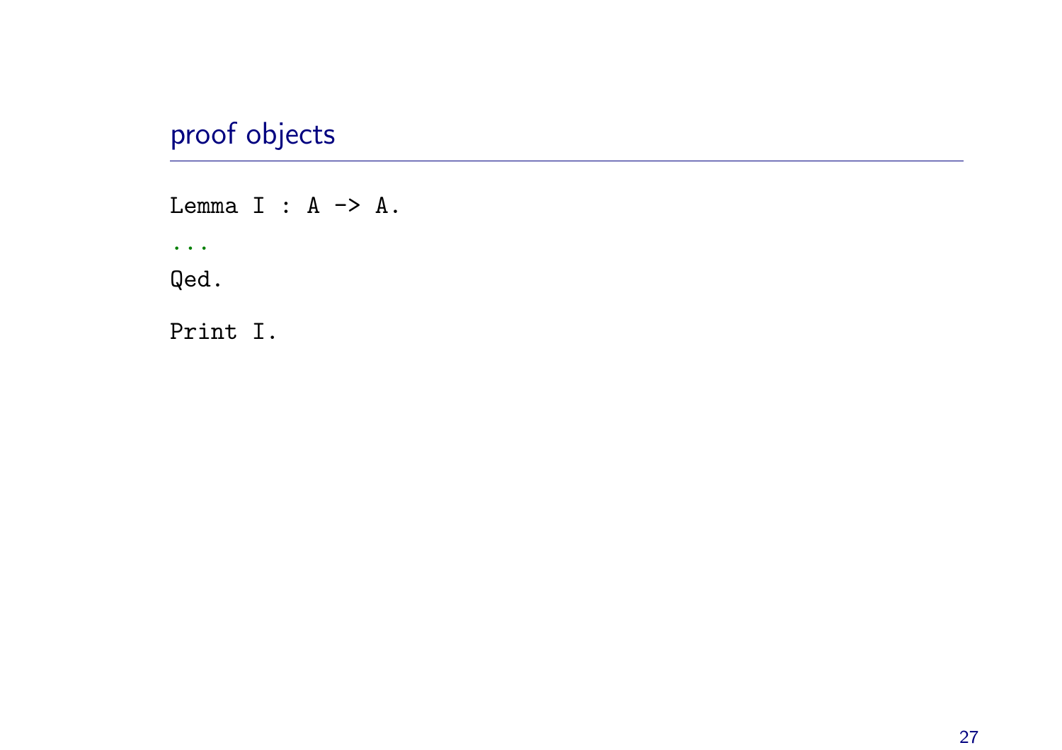## proof objects

```
Lemma I : A -> A.
...
Qed.

Print I.
```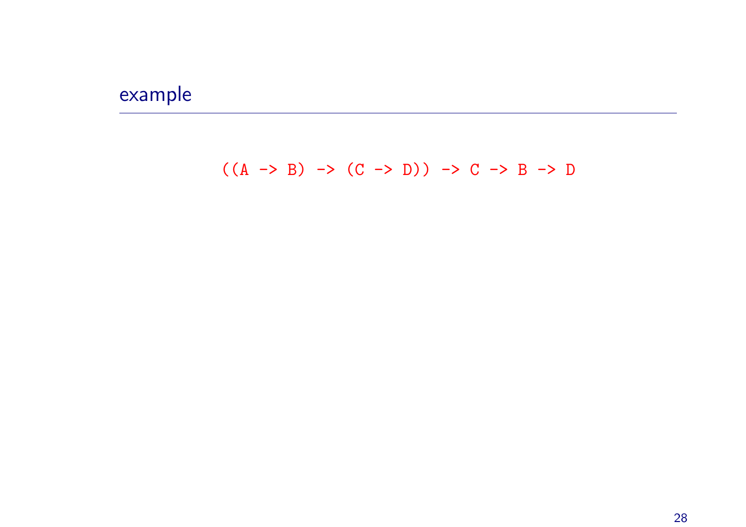## example

```
((A -> B) -> (C -> D)) -> C -> B -> D
```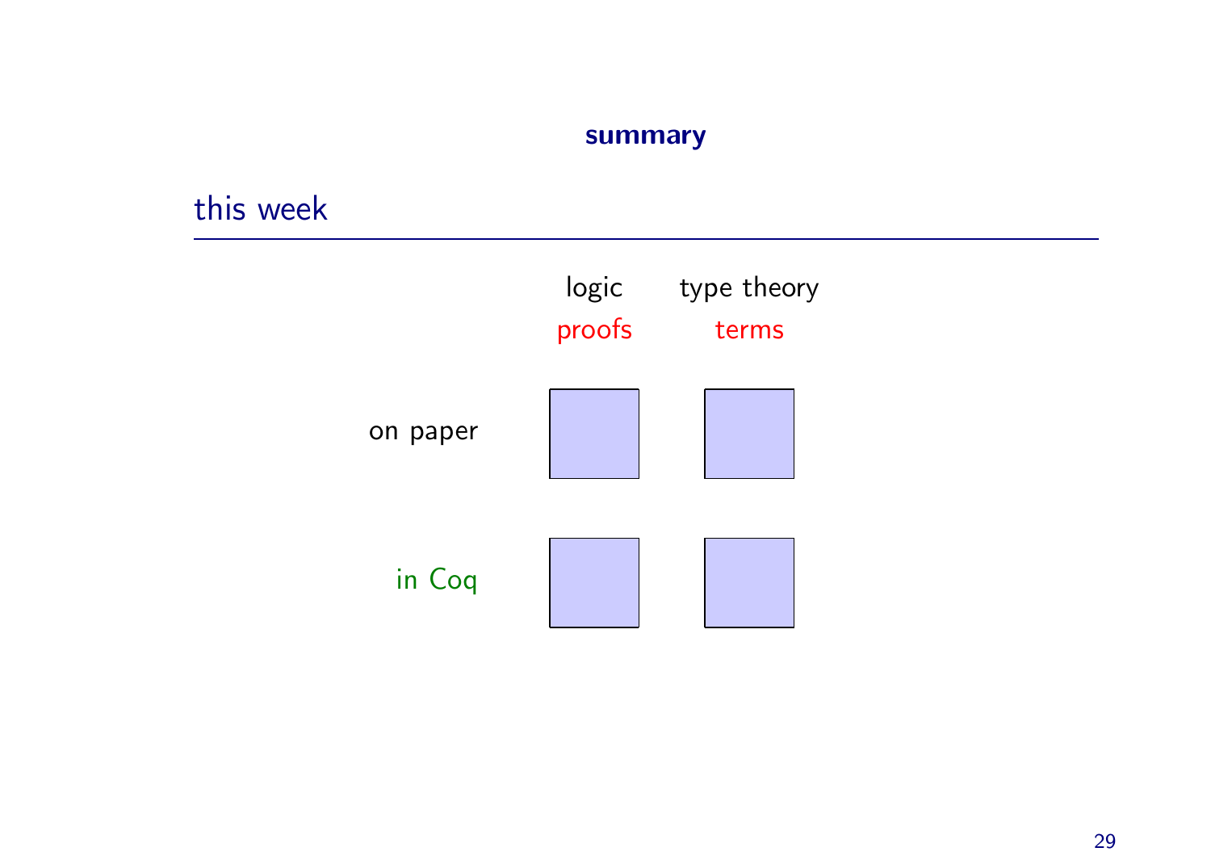# summary

## this week

| | logic | type theory |
|---|---|---|
| | proofs | terms |
| on paper | | |
| in Coq | | |